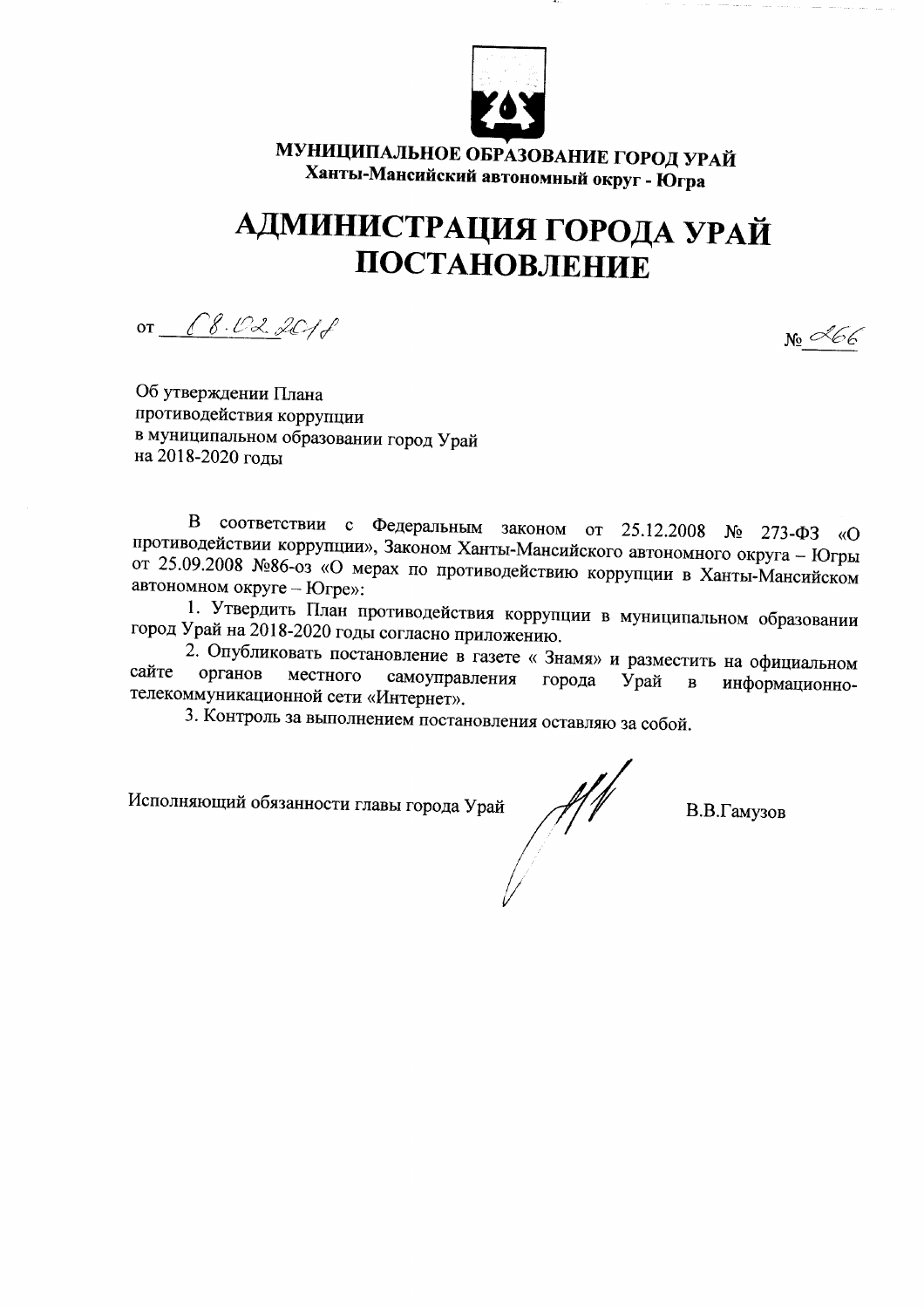**МУНИЦИПАЛЬНОЕ ОБРАЗОВАНИЕ ГОРОД УРАЙ**
**Ханты-Мансийский автономный округ - Югра**

# АДМИНИСТРАЦИЯ ГОРОДА УРАЙ
# ПОСТАНОВЛЕНИЕ

от 08.02.2018 № 266

Об утверждении Плана
противодействия коррупции
в муниципальном образовании город Урай
на 2018-2020 годы

В соответствии с Федеральным законом от 25.12.2008 № 273-ФЗ «О противодействии коррупции», Законом Ханты-Мансийского автономного округа – Югры от 25.09.2008 №86-оз «О мерах по противодействию коррупции в Ханты-Мансийском автономном округе – Югре»:

1. Утвердить План противодействия коррупции в муниципальном образовании город Урай на 2018-2020 годы согласно приложению.

2. Опубликовать постановление в газете « Знамя» и разместить на официальном сайте органов местного самоуправления города Урай в информационно-телекоммуникационной сети «Интернет».

3. Контроль за выполнением постановления оставляю за собой.

Исполняющий обязанности главы города Урай В.В.Гамузов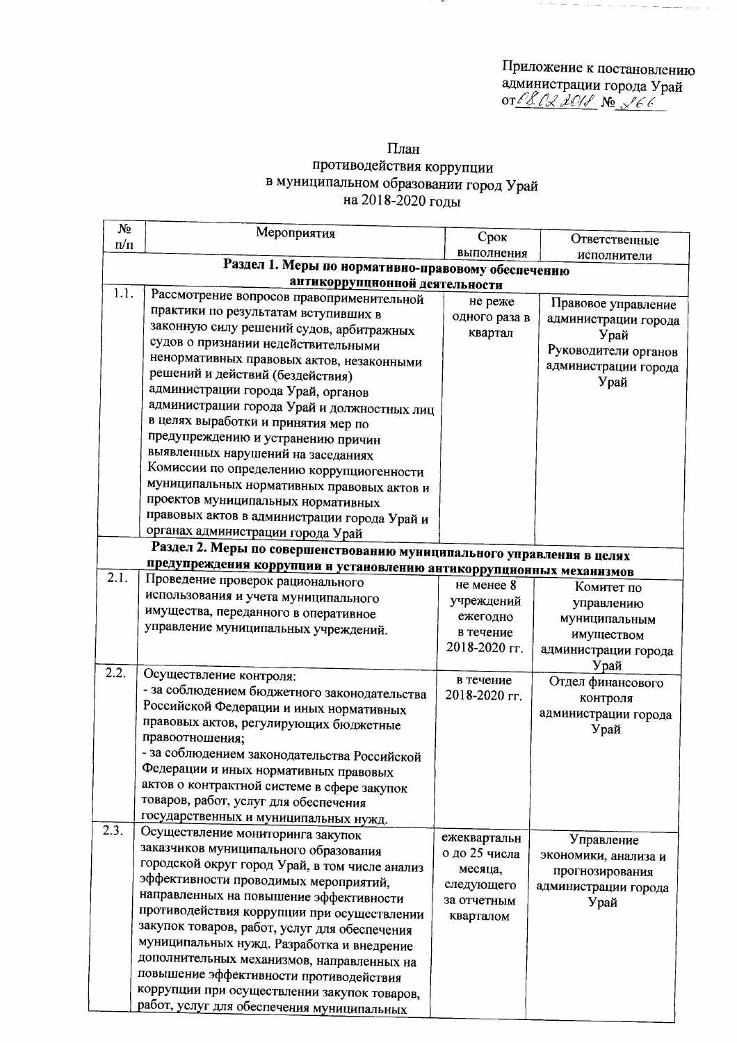Приложение к постановлению администрации города Урай от 08.02.2018 № 266

# План
## противодействия коррупции в муниципальном образовании город Урай на 2018-2020 годы

| № п/п | Мероприятия | Срок выполнения | Ответственные исполнители |
|---|---|---|---|
| **Раздел 1. Меры по нормативно-правовому обеспечению антикоррупционной деятельности** | | | |
| 1.1. | Рассмотрение вопросов правоприменительной практики по результатам вступивших в законную силу решений судов, арбитражных судов о признании недействительными ненормативных правовых актов, незаконными решений и действий (бездействия) администрации города Урай, органов администрации города Урай и должностных лиц в целях выработки и принятия мер по предупреждению и устранению причин выявленных нарушений на заседаниях Комиссии по определению коррупциогенности муниципальных нормативных правовых актов и проектов муниципальных нормативных правовых актов в администрации города Урай и органах администрации города Урай | не реже одного раза в квартал | Правовое управление администрации города Урай Руководители органов администрации города Урай |
| **Раздел 2. Меры по совершенствованию муниципального управления в целях предупреждения коррупции и установлению антикоррупционных механизмов** | | | |
| 2.1. | Проведение проверок рационального использования и учета муниципального имущества, переданного в оперативное управление муниципальных учреждений. | не менее 8 учреждений ежегодно в течение 2018-2020 гг. | Комитет по управлению муниципальным имуществом администрации города Урай |
| 2.2. | Осуществление контроля:<br>- за соблюдением бюджетного законодательства Российской Федерации и иных нормативных правовых актов, регулирующих бюджетные правоотношения;<br>- за соблюдением законодательства Российской Федерации и иных нормативных правовых актов о контрактной системе в сфере закупок товаров, работ, услуг для обеспечения государственных и муниципальных нужд. | в течение 2018-2020 гг. | Отдел финансового контроля администрации города Урай |
| 2.3. | Осуществление мониторинга закупок заказчиков муниципального образования городской округ город Урай, в том числе анализ эффективности проводимых мероприятий, направленных на повышение эффективности противодействия коррупции при осуществлении закупок товаров, работ, услуг для обеспечения муниципальных нужд. Разработка и внедрение дополнительных механизмов, направленных на повышение эффективности противодействия коррупции при осуществлении закупок товаров, работ, услуг для обеспечения муниципальных | ежеквартально до 25 числа месяца, следующего за отчетным кварталом | Управление экономики, анализа и прогнозирования администрации города Урай |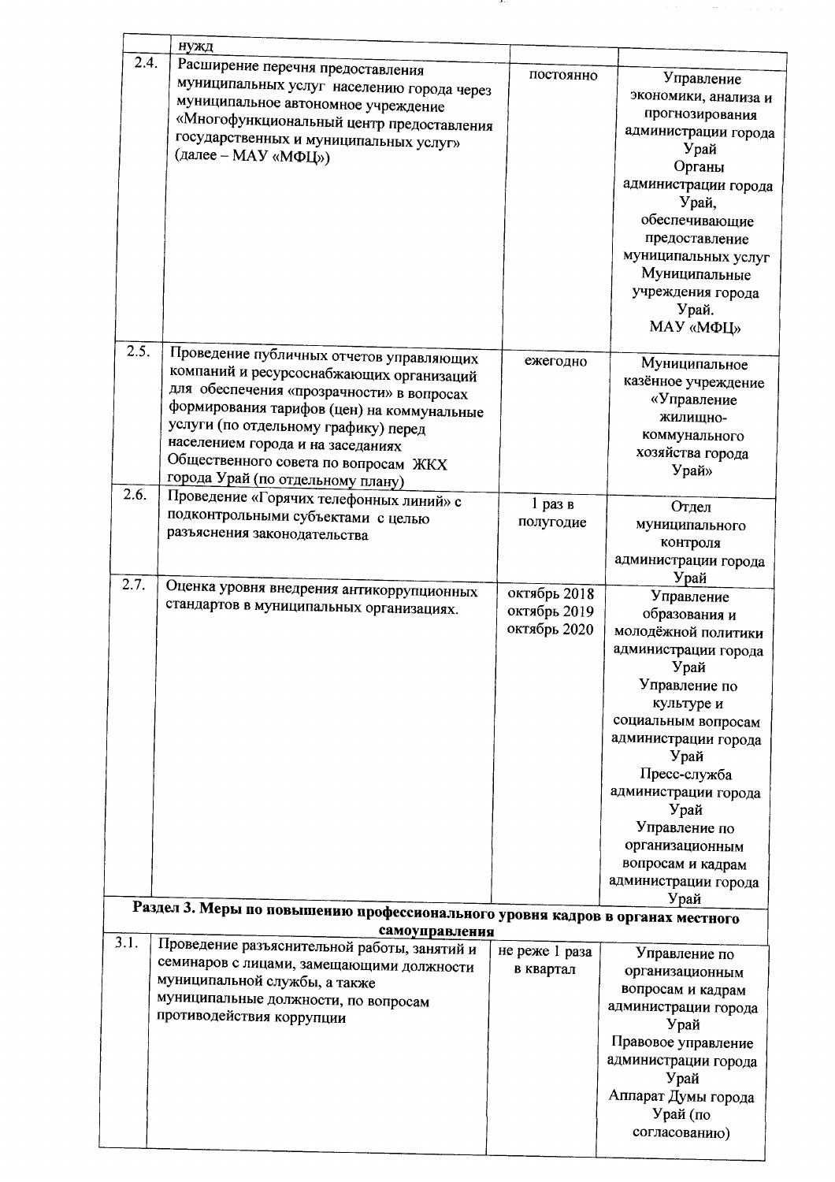| | | | |
|---|---|---|---|
| | нужд | | |
| 2.4. | Расширение перечня предоставления муниципальных услуг населению города через муниципальное автономное учреждение «Многофункциональный центр предоставления государственных и муниципальных услуг» (далее – МАУ «МФЦ») | постоянно | Управление экономики, анализа и прогнозирования администрации города Урай Органы администрации города Урай, обеспечивающие предоставление муниципальных услуг Муниципальные учреждения города Урай. МАУ «МФЦ» |
| 2.5. | Проведение публичных отчетов управляющих компаний и ресурсоснабжающих организаций для обеспечения «прозрачности» в вопросах формирования тарифов (цен) на коммунальные услуги (по отдельному графику) перед населением города и на заседаниях Общественного совета по вопросам ЖКХ города Урай (по отдельному плану) | ежегодно | Муниципальное казённое учреждение «Управление жилищно-коммунального хозяйства города Урай» |
| 2.6. | Проведение «Горячих телефонных линий» с подконтрольными субъектами с целью разъяснения законодательства | 1 раз в полугодие | Отдел муниципального контроля администрации города Урай |
| 2.7. | Оценка уровня внедрения антикоррупционных стандартов в муниципальных организациях. | октябрь 2018 октябрь 2019 октябрь 2020 | Управление образования и молодёжной политики администрации города Урай Управление по культуре и социальным вопросам администрации города Урай Пресс-служба администрации города Урай Управление по организационным вопросам и кадрам администрации города Урай |
| **Раздел 3. Меры по повышению профессионального уровня кадров в органах местного самоуправления** | | | |
| 3.1. | Проведение разъяснительной работы, занятий и семинаров с лицами, замещающими должности муниципальной службы, а также муниципальные должности, по вопросам противодействия коррупции | не реже 1 раза в квартал | Управление по организационным вопросам и кадрам администрации города Урай Правовое управление администрации города Урай Аппарат Думы города Урай (по согласованию) |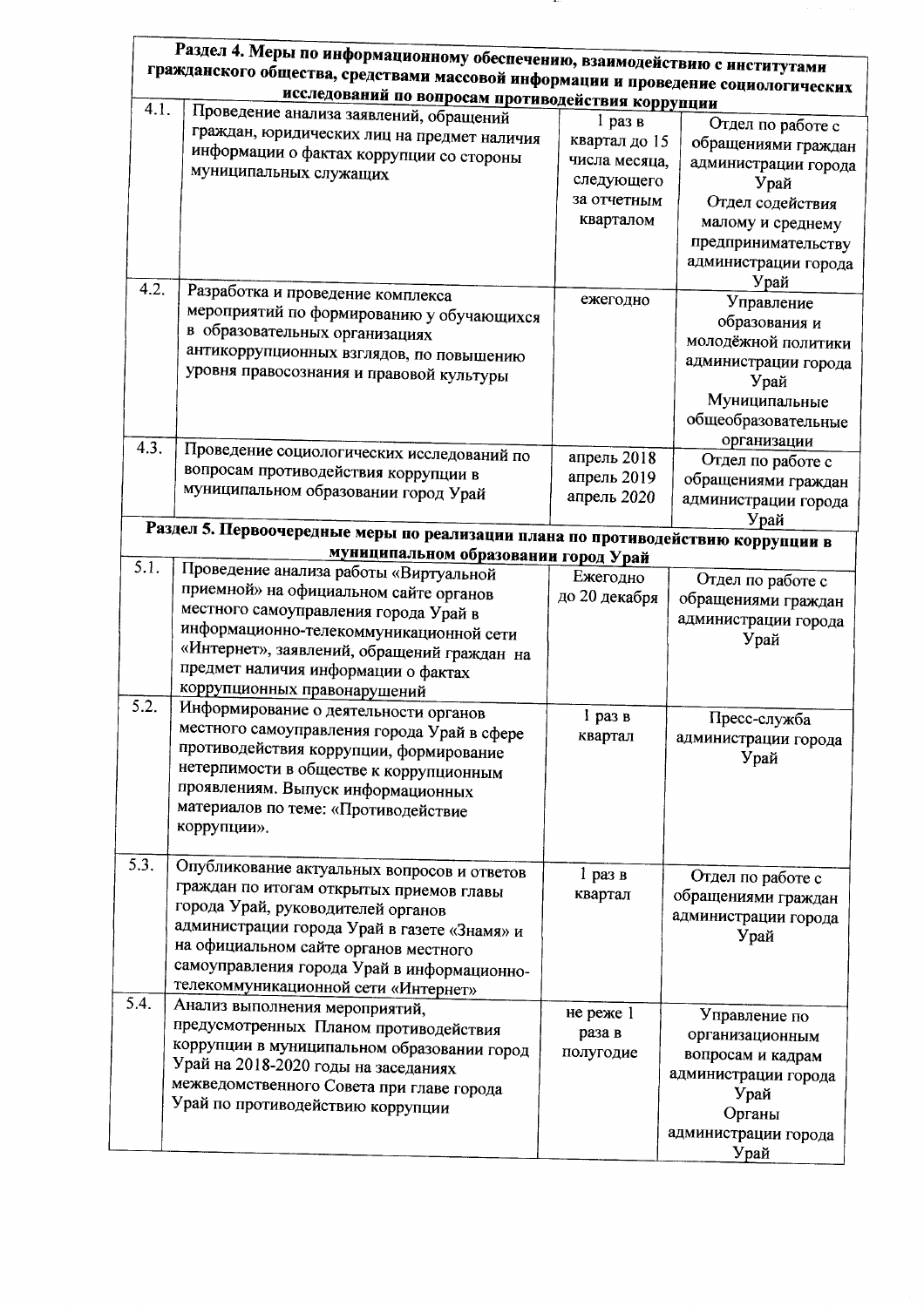| | | | |
|---|---|---|---|
| **Раздел 4. Меры по информационному обеспечению, взаимодействию с институтами гражданского общества, средствами массовой информации и проведение социологических исследований по вопросам противодействия коррупции** | | | |
| 4.1. | Проведение анализа заявлений, обращений граждан, юридических лиц на предмет наличия информации о фактах коррупции со стороны муниципальных служащих | 1 раз в квартал до 15 числа месяца, следующего за отчетным кварталом | Отдел по работе с обращениями граждан администрации города Урай<br>Отдел содействия малому и среднему предпринимательству администрации города Урай |
| 4.2. | Разработка и проведение комплекса мероприятий по формированию у обучающихся в образовательных организациях антикоррупционных взглядов, по повышению уровня правосознания и правовой культуры | ежегодно | Управление образования и молодёжной политики администрации города Урай<br>Муниципальные общеобразовательные организации |
| 4.3. | Проведение социологических исследований по вопросам противодействия коррупции в муниципальном образовании город Урай | апрель 2018<br>апрель 2019<br>апрель 2020 | Отдел по работе с обращениями граждан администрации города Урай |
| **Раздел 5. Первоочередные меры по реализации плана по противодействию коррупции в муниципальном образовании город Урай** | | | |
| 5.1. | Проведение анализа работы «Виртуальной приемной» на официальном сайте органов местного самоуправления города Урай в информационно-телекоммуникационной сети «Интернет», заявлений, обращений граждан на предмет наличия информации о фактах коррупционных правонарушений | Ежегодно до 20 декабря | Отдел по работе с обращениями граждан администрации города Урай |
| 5.2. | Информирование о деятельности органов местного самоуправления города Урай в сфере противодействия коррупции, формирование нетерпимости в обществе к коррупционным проявлениям. Выпуск информационных материалов по теме: «Противодействие коррупции». | 1 раз в квартал | Пресс-служба администрации города Урай |
| 5.3. | Опубликование актуальных вопросов и ответов граждан по итогам открытых приемов главы города Урай, руководителей органов администрации города Урай в газете «Знамя» и на официальном сайте органов местного самоуправления города Урай в информационно-телекоммуникационной сети «Интернет» | 1 раз в квартал | Отдел по работе с обращениями граждан администрации города Урай |
| 5.4. | Анализ выполнения мероприятий, предусмотренных Планом противодействия коррупции в муниципальном образовании город Урай на 2018-2020 годы на заседаниях межведомственного Совета при главе города Урай по противодействию коррупции | не реже 1 раза в полугодие | Управление по организационным вопросам и кадрам администрации города Урай<br>Органы администрации города Урай |